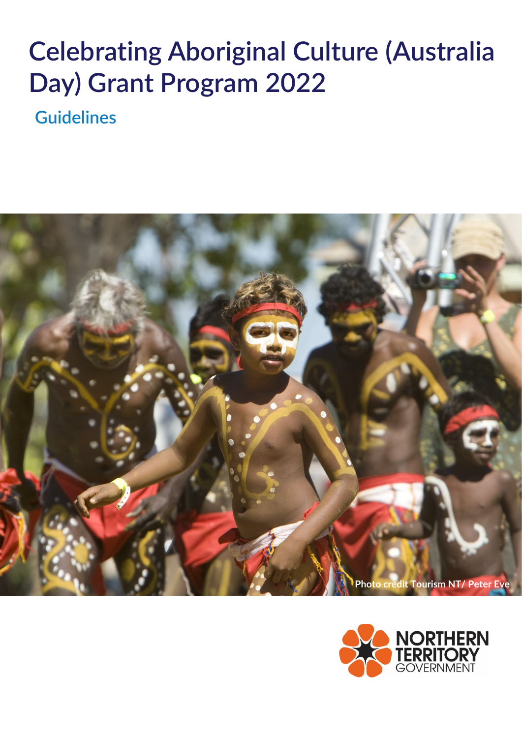# Celebrating Aboriginal Culture (Australia Day) Grant Program 2022

## Guidelines

Photo credit Tourism NT/ Peter Eve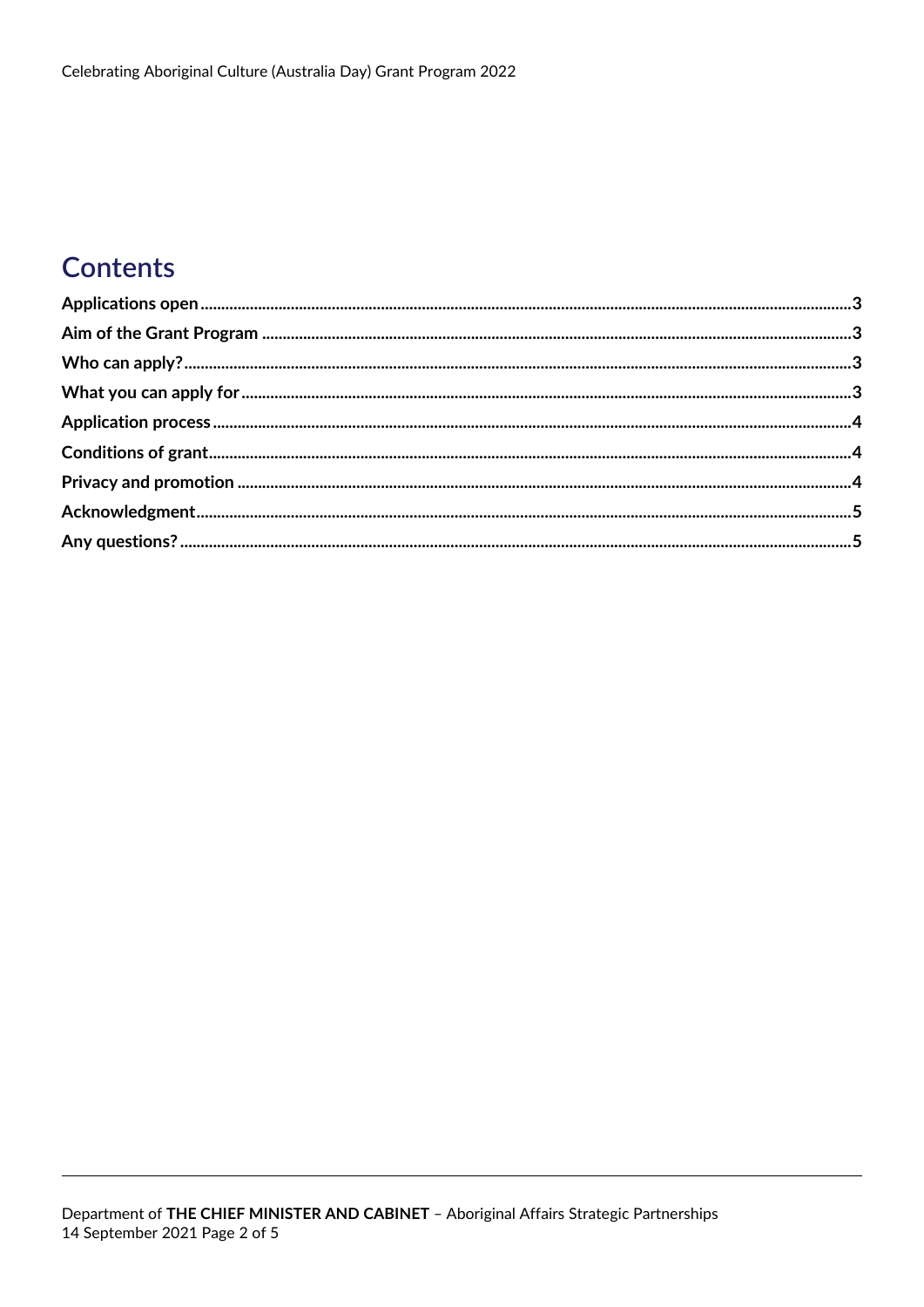# Contents

Applications open ... 3
Aim of the Grant Program ... 3
Who can apply? ... 3
What you can apply for ... 3
Application process ... 4
Conditions of grant ... 4
Privacy and promotion ... 4
Acknowledgment ... 5
Any questions? ... 5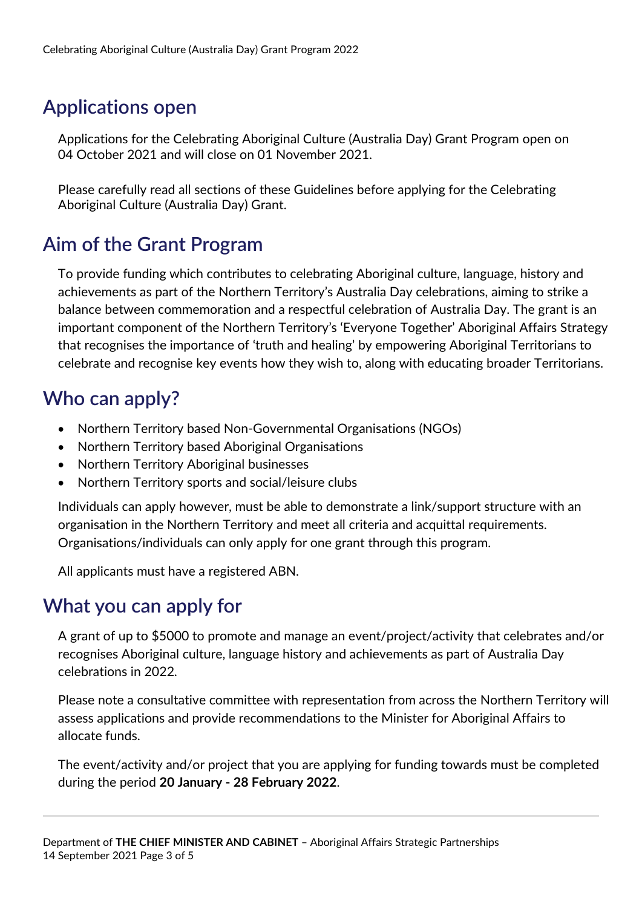## Applications open

Applications for the Celebrating Aboriginal Culture (Australia Day) Grant Program open on 04 October 2021 and will close on 01 November 2021.

Please carefully read all sections of these Guidelines before applying for the Celebrating Aboriginal Culture (Australia Day) Grant.

## Aim of the Grant Program

To provide funding which contributes to celebrating Aboriginal culture, language, history and achievements as part of the Northern Territory's Australia Day celebrations, aiming to strike a balance between commemoration and a respectful celebration of Australia Day. The grant is an important component of the Northern Territory's 'Everyone Together' Aboriginal Affairs Strategy that recognises the importance of 'truth and healing' by empowering Aboriginal Territorians to celebrate and recognise key events how they wish to, along with educating broader Territorians.

## Who can apply?

- Northern Territory based Non-Governmental Organisations (NGOs)
- Northern Territory based Aboriginal Organisations
- Northern Territory Aboriginal businesses
- Northern Territory sports and social/leisure clubs

Individuals can apply however, must be able to demonstrate a link/support structure with an organisation in the Northern Territory and meet all criteria and acquittal requirements. Organisations/individuals can only apply for one grant through this program.

All applicants must have a registered ABN.

## What you can apply for

A grant of up to $5000 to promote and manage an event/project/activity that celebrates and/or recognises Aboriginal culture, language history and achievements as part of Australia Day celebrations in 2022.

Please note a consultative committee with representation from across the Northern Territory will assess applications and provide recommendations to the Minister for Aboriginal Affairs to allocate funds.

The event/activity and/or project that you are applying for funding towards must be completed during the period **20 January - 28 February 2022**.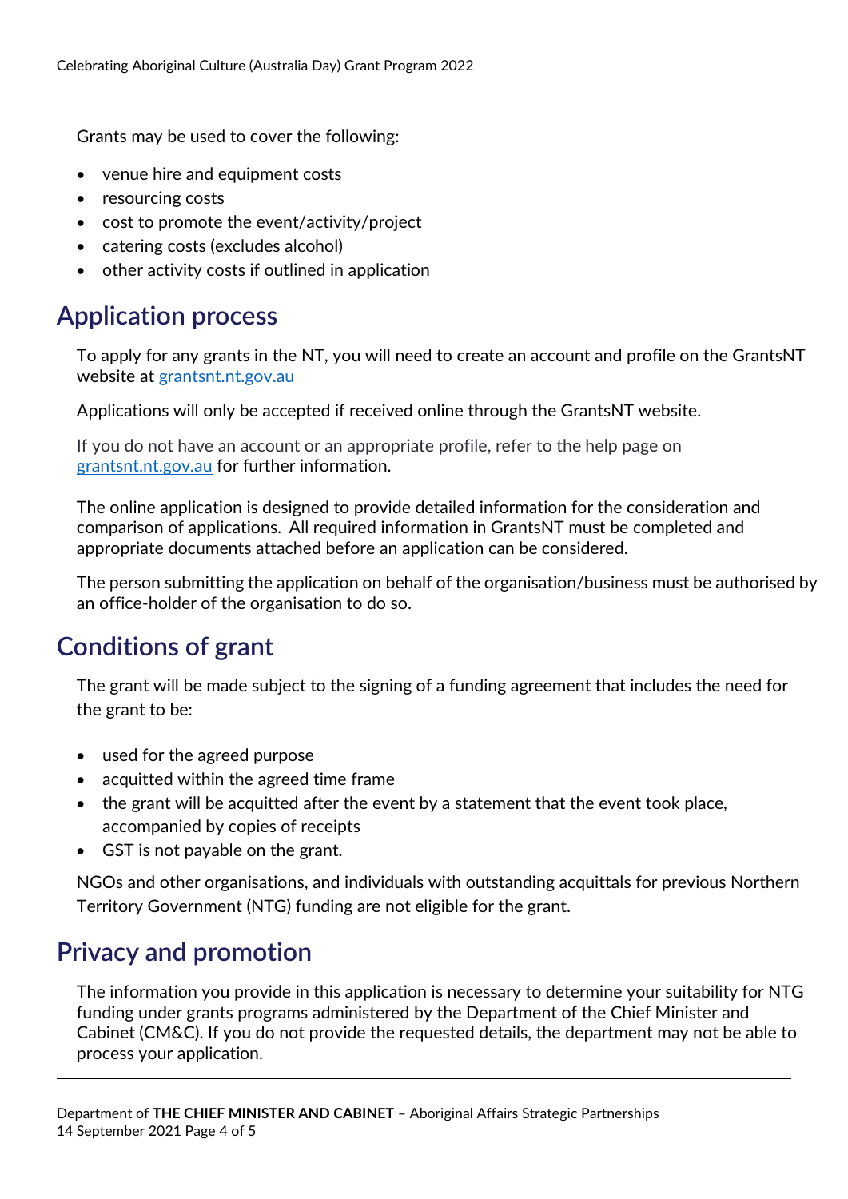Grants may be used to cover the following:

- venue hire and equipment costs
- resourcing costs
- cost to promote the event/activity/project
- catering costs (excludes alcohol)
- other activity costs if outlined in application

## Application process

To apply for any grants in the NT, you will need to create an account and profile on the GrantsNT website at [grantsnt.nt.gov.au](grantsnt.nt.gov.au)

Applications will only be accepted if received online through the GrantsNT website.

If you do not have an account or an appropriate profile, refer to the help page on [grantsnt.nt.gov.au](grantsnt.nt.gov.au) for further information.

The online application is designed to provide detailed information for the consideration and comparison of applications. All required information in GrantsNT must be completed and appropriate documents attached before an application can be considered.

The person submitting the application on behalf of the organisation/business must be authorised by an office-holder of the organisation to do so.

## Conditions of grant

The grant will be made subject to the signing of a funding agreement that includes the need for the grant to be:

- used for the agreed purpose
- acquitted within the agreed time frame
- the grant will be acquitted after the event by a statement that the event took place, accompanied by copies of receipts
- GST is not payable on the grant.

NGOs and other organisations, and individuals with outstanding acquittals for previous Northern Territory Government (NTG) funding are not eligible for the grant.

## Privacy and promotion

The information you provide in this application is necessary to determine your suitability for NTG funding under grants programs administered by the Department of the Chief Minister and Cabinet (CM&C). If you do not provide the requested details, the department may not be able to process your application.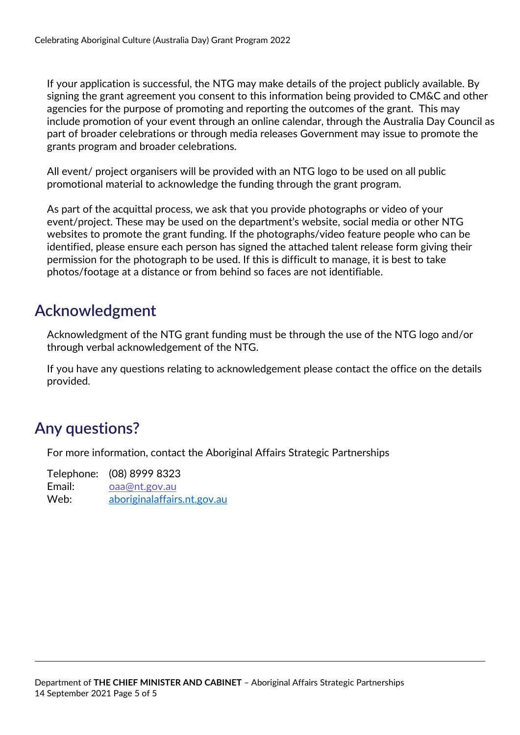If your application is successful, the NTG may make details of the project publicly available. By signing the grant agreement you consent to this information being provided to CM&C and other agencies for the purpose of promoting and reporting the outcomes of the grant. This may include promotion of your event through an online calendar, through the Australia Day Council as part of broader celebrations or through media releases Government may issue to promote the grants program and broader celebrations.

All event/ project organisers will be provided with an NTG logo to be used on all public promotional material to acknowledge the funding through the grant program.

As part of the acquittal process, we ask that you provide photographs or video of your event/project. These may be used on the department's website, social media or other NTG websites to promote the grant funding. If the photographs/video feature people who can be identified, please ensure each person has signed the attached talent release form giving their permission for the photograph to be used. If this is difficult to manage, it is best to take photos/footage at a distance or from behind so faces are not identifiable.

## Acknowledgment

Acknowledgment of the NTG grant funding must be through the use of the NTG logo and/or through verbal acknowledgement of the NTG.

If you have any questions relating to acknowledgement please contact the office on the details provided.

## Any questions?

For more information, contact the Aboriginal Affairs Strategic Partnerships

| | |
|---|---|
| Telephone: | (08) 8999 8323 |
| Email: | oaa@nt.gov.au |
| Web: | aboriginalaffairs.nt.gov.au |